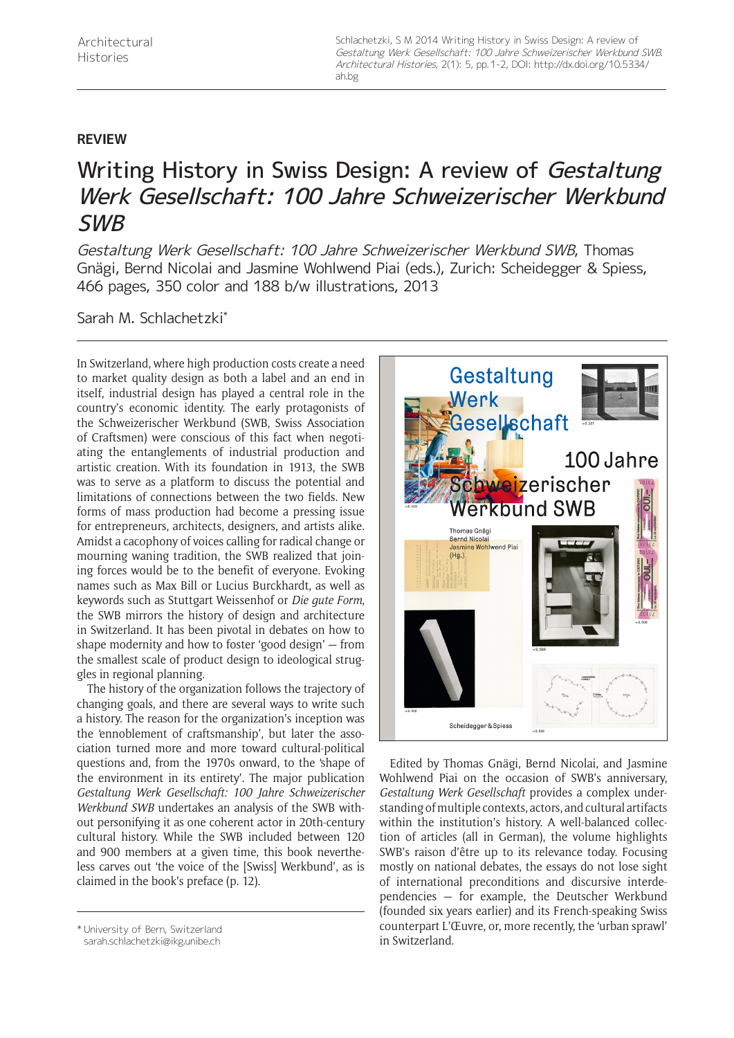## REVIEW

# Writing History in Swiss Design: A review of *Gestaltung Werk Gesellschaft: 100 Jahre Schweizerischer Werkbund SWB*

*Gestaltung Werk Gesellschaft: 100 Jahre Schweizerischer Werkbund SWB*, Thomas Gnägi, Bernd Nicolai and Jasmine Wohlwend Piai (eds.), Zurich: Scheidegger & Spiess, 466 pages, 350 color and 188 b/w illustrations, 2013

Sarah M. Schlachetzki*

In Switzerland, where high production costs create a need to market quality design as both a label and an end in itself, industrial design has played a central role in the country's economic identity. The early protagonists of the Schweizerischer Werkbund (SWB, Swiss Association of Craftsmen) were conscious of this fact when negotiating the entanglements of industrial production and artistic creation. With its foundation in 1913, the SWB was to serve as a platform to discuss the potential and limitations of connections between the two fields. New forms of mass production had become a pressing issue for entrepreneurs, architects, designers, and artists alike. Amidst a cacophony of voices calling for radical change or mourning waning tradition, the SWB realized that joining forces would be to the benefit of everyone. Evoking names such as Max Bill or Lucius Burckhardt, as well as keywords such as Stuttgart Weissenhof or *Die gute Form*, the SWB mirrors the history of design and architecture in Switzerland. It has been pivotal in debates on how to shape modernity and how to foster 'good design' — from the smallest scale of product design to ideological struggles in regional planning.

The history of the organization follows the trajectory of changing goals, and there are several ways to write such a history. The reason for the organization's inception was the 'ennoblement of craftsmanship', but later the association turned more and more toward cultural-political questions and, from the 1970s onward, to the 'shape of the environment in its entirety'. The major publication *Gestaltung Werk Gesellschaft: 100 Jahre Schweizerischer Werkbund SWB* undertakes an analysis of the SWB without personifying it as one coherent actor in 20th-century cultural history. While the SWB included between 120 and 900 members at a given time, this book nevertheless carves out 'the voice of the [Swiss] Werkbund', as is claimed in the book's preface (p. 12).

Edited by Thomas Gnägi, Bernd Nicolai, and Jasmine Wohlwend Piai on the occasion of SWB's anniversary, *Gestaltung Werk Gesellschaft* provides a complex understanding of multiple contexts, actors, and cultural artifacts within the institution's history. A well-balanced collection of articles (all in German), the volume highlights SWB's raison d'être up to its relevance today. Focusing mostly on national debates, the essays do not lose sight of international preconditions and discursive interdependencies — for example, the Deutscher Werkbund (founded six years earlier) and its French-speaking Swiss counterpart L'Œuvre, or, more recently, the 'urban sprawl' in Switzerland.

\* University of Bern, Switzerland
sarah.schlachetzki@ikg.unibe.ch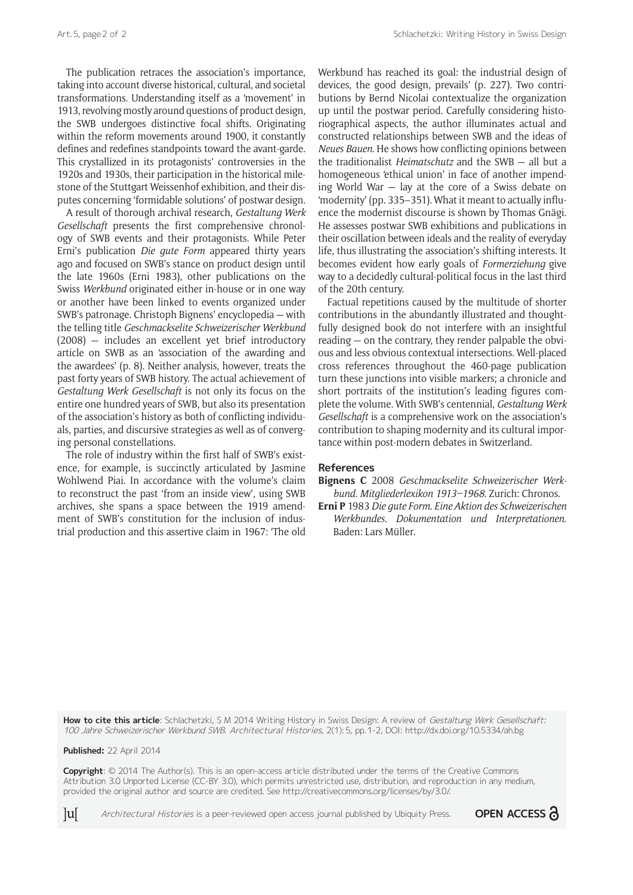The publication retraces the association's importance, taking into account diverse historical, cultural, and societal transformations. Understanding itself as a 'movement' in 1913, revolving mostly around questions of product design, the SWB undergoes distinctive focal shifts. Originating within the reform movements around 1900, it constantly defines and redefines standpoints toward the avant-garde. This crystallized in its protagonists' controversies in the 1920s and 1930s, their participation in the historical milestone of the Stuttgart Weissenhof exhibition, and their disputes concerning 'formidable solutions' of postwar design.

A result of thorough archival research, *Gestaltung Werk Gesellschaft* presents the first comprehensive chronology of SWB events and their protagonists. While Peter Erni's publication *Die gute Form* appeared thirty years ago and focused on SWB's stance on product design until the late 1960s (Erni 1983), other publications on the Swiss *Werkbund* originated either in-house or in one way or another have been linked to events organized under SWB's patronage. Christoph Bignens' encyclopedia — with the telling title *Geschmackselite Schweizerischer Werkbund* (2008) — includes an excellent yet brief introductory article on SWB as an 'association of the awarding and the awardees' (p. 8). Neither analysis, however, treats the past forty years of SWB history. The actual achievement of *Gestaltung Werk Gesellschaft* is not only its focus on the entire one hundred years of SWB, but also its presentation of the association's history as both of conflicting individuals, parties, and discursive strategies as well as of converging personal constellations.

The role of industry within the first half of SWB's existence, for example, is succinctly articulated by Jasmine Wohlwend Piai. In accordance with the volume's claim to reconstruct the past 'from an inside view', using SWB archives, she spans a space between the 1919 amendment of SWB's constitution for the inclusion of industrial production and this assertive claim in 1967: 'The old Werkbund has reached its goal: the industrial design of devices, the good design, prevails' (p. 227). Two contributions by Bernd Nicolai contextualize the organization up until the postwar period. Carefully considering historiographical aspects, the author illuminates actual and constructed relationships between SWB and the ideas of *Neues Bauen*. He shows how conflicting opinions between the traditionalist *Heimatschutz* and the SWB — all but a homogeneous 'ethical union' in face of another impending World War — lay at the core of a Swiss debate on 'modernity' (pp. 335–351). What it meant to actually influence the modernist discourse is shown by Thomas Gnägi. He assesses postwar SWB exhibitions and publications in their oscillation between ideals and the reality of everyday life, thus illustrating the association's shifting interests. It becomes evident how early goals of *Formerziehung* give way to a decidedly cultural-political focus in the last third of the 20th century.

Factual repetitions caused by the multitude of shorter contributions in the abundantly illustrated and thoughtfully designed book do not interfere with an insightful reading — on the contrary, they render palpable the obvious and less obvious contextual intersections. Well-placed cross references throughout the 460-page publication turn these junctions into visible markers; a chronicle and short portraits of the institution's leading figures complete the volume. With SWB's centennial, *Gestaltung Werk Gesellschaft* is a comprehensive work on the association's contribution to shaping modernity and its cultural importance within post-modern debates in Switzerland.

## References

**Bignens C** 2008 *Geschmackselite Schweizerischer Werkbund. Mitgliederlexikon 1913–1968.* Zurich: Chronos.

**Erni P** 1983 *Die gute Form. Eine Aktion des Schweizerischen Werkbundes. Dokumentation und Interpretationen.* Baden: Lars Müller.

**How to cite this article**: Schlachetzki, S M 2014 Writing History in Swiss Design: A review of *Gestaltung Werk Gesellschaft: 100 Jahre Schweizerischer Werkbund SWB*. *Architectural Histories,* 2(1): 5, pp. 1-2, DOI: http://dx.doi.org/10.5334/ah.bg

**Published:** 22 April 2014

**Copyright**: © 2014 The Author(s). This is an open-access article distributed under the terms of the Creative Commons Attribution 3.0 Unported License (CC-BY 3.0), which permits unrestricted use, distribution, and reproduction in any medium, provided the original author and source are credited. See http://creativecommons.org/licenses/by/3.0/.

*Architectural Histories* is a peer-reviewed open access journal published by Ubiquity Press. **OPEN ACCESS**